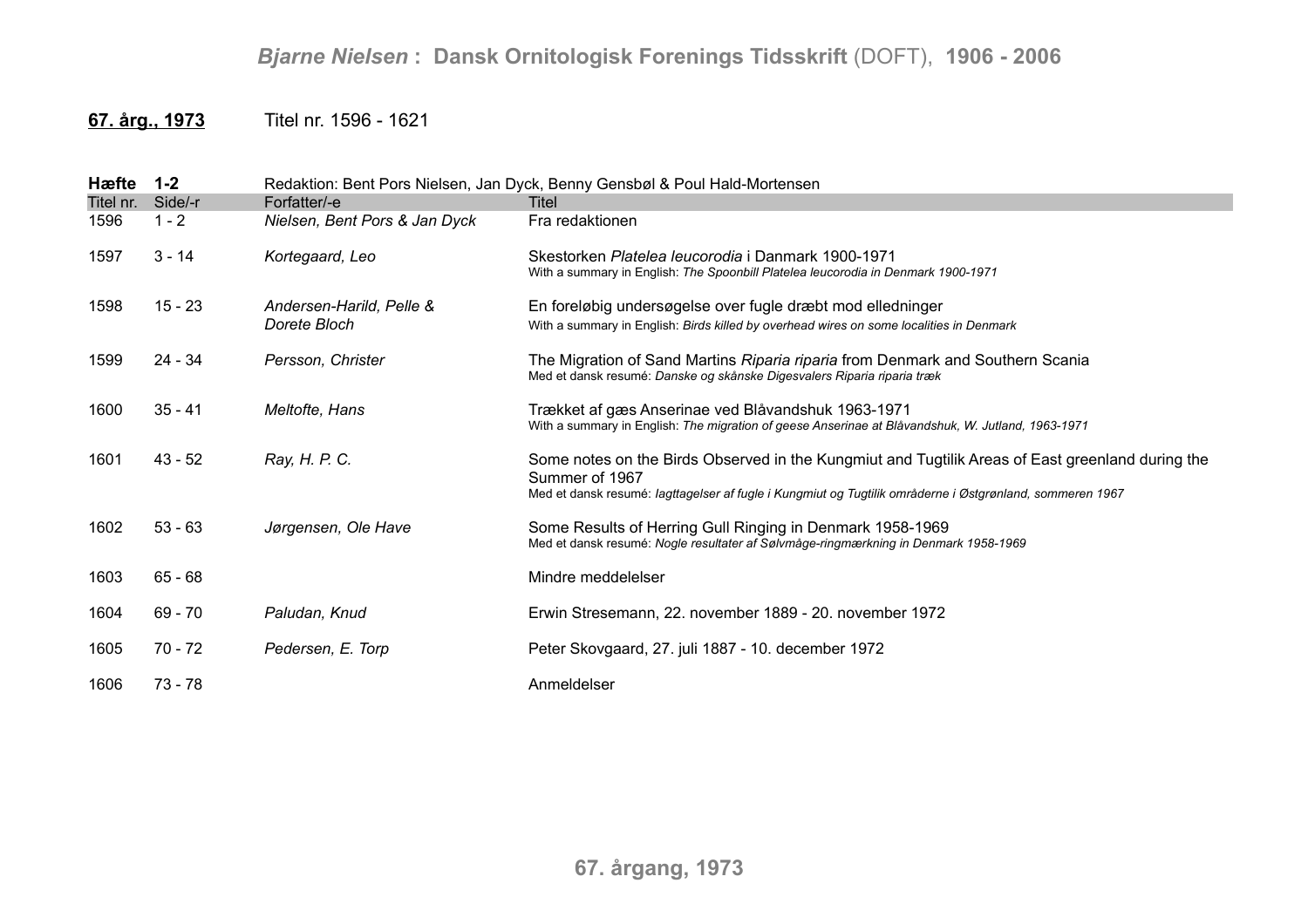## 67. årg., 1973 — Titel nr. 1596 - 1621

**Hæfte 1-2** — Redaktion: Bent Pors Nielsen, Jan Dyck, Benny Gensbøl & Poul Hald-Mortensen

| Titel nr. | Side/-r | Forfatter/-e | Titel |
|---|---|---|---|
| 1596 | 1 - 2 | *Nielsen, Bent Pors & Jan Dyck* | Fra redaktionen |
| 1597 | 3 - 14 | *Kortegaard, Leo* | Skestorken *Platelea leucorodia* i Danmark 1900-1971<br>With a summary in English: *The Spoonbill Platelea leucorodia in Denmark 1900-1971* |
| 1598 | 15 - 23 | *Andersen-Harild, Pelle & Dorete Bloch* | En foreløbig undersøgelse over fugle dræbt mod elledninger<br>With a summary in English: *Birds killed by overhead wires on some localities in Denmark* |
| 1599 | 24 - 34 | *Persson, Christer* | The Migration of Sand Martins *Riparia riparia* from Denmark and Southern Scania<br>Med et dansk resumé: *Danske og skånske Digesvalers Riparia riparia træk* |
| 1600 | 35 - 41 | *Meltofte, Hans* | Trækket af gæs Anserinae ved Blåvandshuk 1963-1971<br>With a summary in English: *The migration of geese Anserinae at Blåvandshuk, W. Jutland, 1963-1971* |
| 1601 | 43 - 52 | *Ray, H. P. C.* | Some notes on the Birds Observed in the Kungmiut and Tugtilik Areas of East greenland during the Summer of 1967<br>Med et dansk resumé: *Iagttagelser af fugle i Kungmiut og Tugtilik områderne i Østgrønland, sommeren 1967* |
| 1602 | 53 - 63 | *Jørgensen, Ole Have* | Some Results of Herring Gull Ringing in Denmark 1958-1969<br>Med et dansk resumé: *Nogle resultater af Sølvmåge-ringmærkning in Denmark 1958-1969* |
| 1603 | 65 - 68 | | Mindre meddelelser |
| 1604 | 69 - 70 | *Paludan, Knud* | Erwin Stresemann, 22. november 1889 - 20. november 1972 |
| 1605 | 70 - 72 | *Pedersen, E. Torp* | Peter Skovgaard, 27. juli 1887 - 10. december 1972 |
| 1606 | 73 - 78 | | Anmeldelser |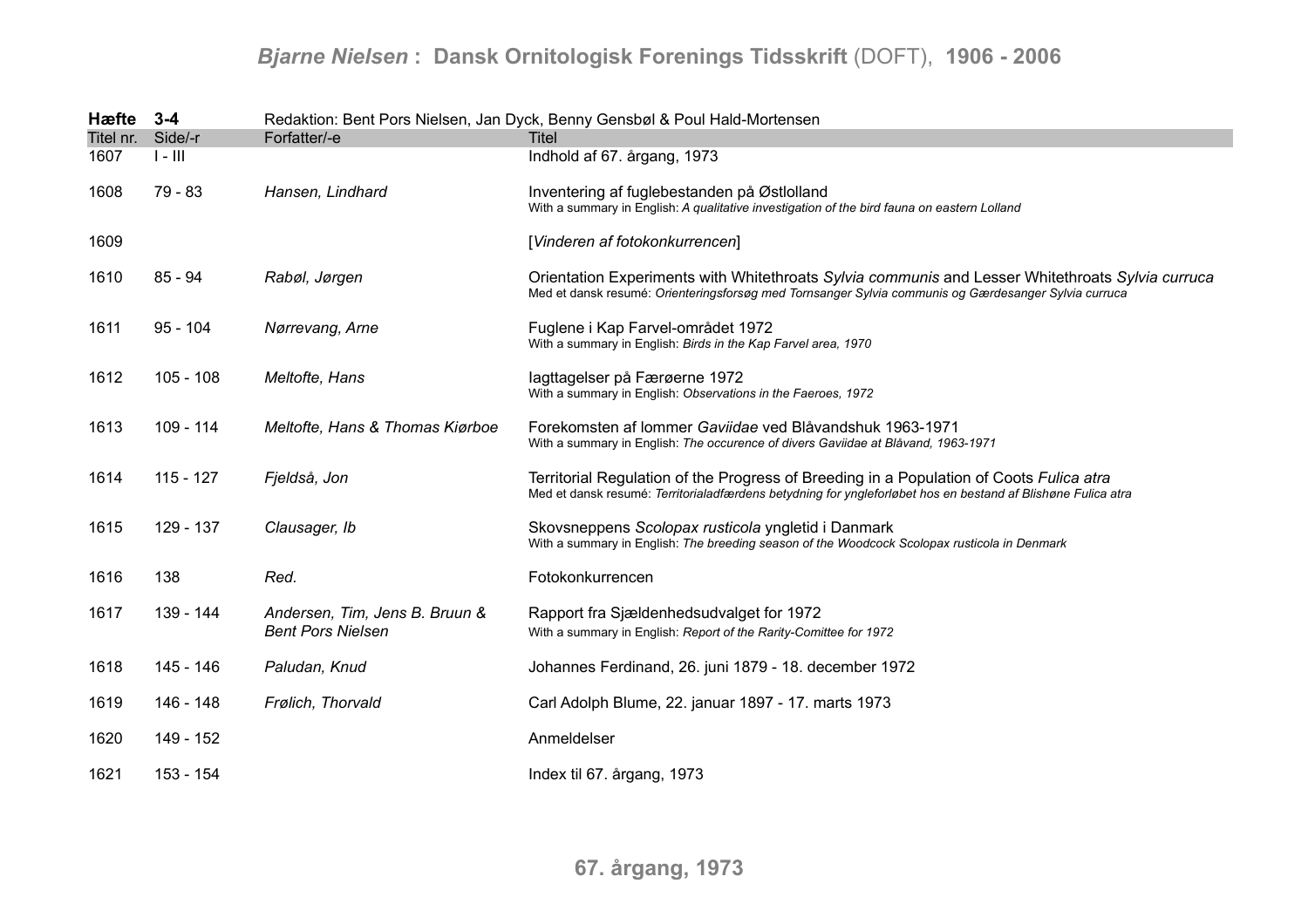**Hæfte 3-4** Redaktion: Bent Pors Nielsen, Jan Dyck, Benny Gensbøl & Poul Hald-Mortensen

| Titel nr. | Side/-r | Forfatter/-e | Titel |
|---|---|---|---|
| 1607 | I - III | | Indhold af 67. årgang, 1973 |
| 1608 | 79 - 83 | *Hansen, Lindhard* | Inventering af fuglebestanden på Østlolland<br>With a summary in English: *A qualitative investigation of the bird fauna on eastern Lolland* |
| 1609 | | | [*Vinderen af fotokonkurrencen*] |
| 1610 | 85 - 94 | *Rabøl, Jørgen* | Orientation Experiments with Whitethroats *Sylvia communis* and Lesser Whitethroats *Sylvia curruca*<br>Med et dansk resumé: *Orienteringsforsøg med Tornsanger Sylvia communis og Gærdesanger Sylvia curruca* |
| 1611 | 95 - 104 | *Nørrevang, Arne* | Fuglene i Kap Farvel-området 1972<br>With a summary in English: *Birds in the Kap Farvel area, 1970* |
| 1612 | 105 - 108 | *Meltofte, Hans* | Iagttagelser på Færøerne 1972<br>With a summary in English: *Observations in the Faeroes, 1972* |
| 1613 | 109 - 114 | *Meltofte, Hans & Thomas Kiørboe* | Forekomsten af lommer *Gaviidae* ved Blåvandshuk 1963-1971<br>With a summary in English: *The occurence of divers Gaviidae at Blåvand, 1963-1971* |
| 1614 | 115 - 127 | *Fjeldså, Jon* | Territorial Regulation of the Progress of Breeding in a Population of Coots *Fulica atra*<br>Med et dansk resumé: *Territorialadfærdens betydning for yngleforløbet hos en bestand af Blishøne Fulica atra* |
| 1615 | 129 - 137 | *Clausager, Ib* | Skovsneppens *Scolopax rusticola* yngletid i Danmark<br>With a summary in English: *The breeding season of the Woodcock Scolopax rusticola in Denmark* |
| 1616 | 138 | *Red.* | Fotokonkurrencen |
| 1617 | 139 - 144 | *Andersen, Tim, Jens B. Bruun & Bent Pors Nielsen* | Rapport fra Sjældenhedsudvalget for 1972<br>With a summary in English: *Report of the Rarity-Comittee for 1972* |
| 1618 | 145 - 146 | *Paludan, Knud* | Johannes Ferdinand, 26. juni 1879 - 18. december 1972 |
| 1619 | 146 - 148 | *Frølich, Thorvald* | Carl Adolph Blume, 22. januar 1897 - 17. marts 1973 |
| 1620 | 149 - 152 | | Anmeldelser |
| 1621 | 153 - 154 | | Index til 67. årgang, 1973 |